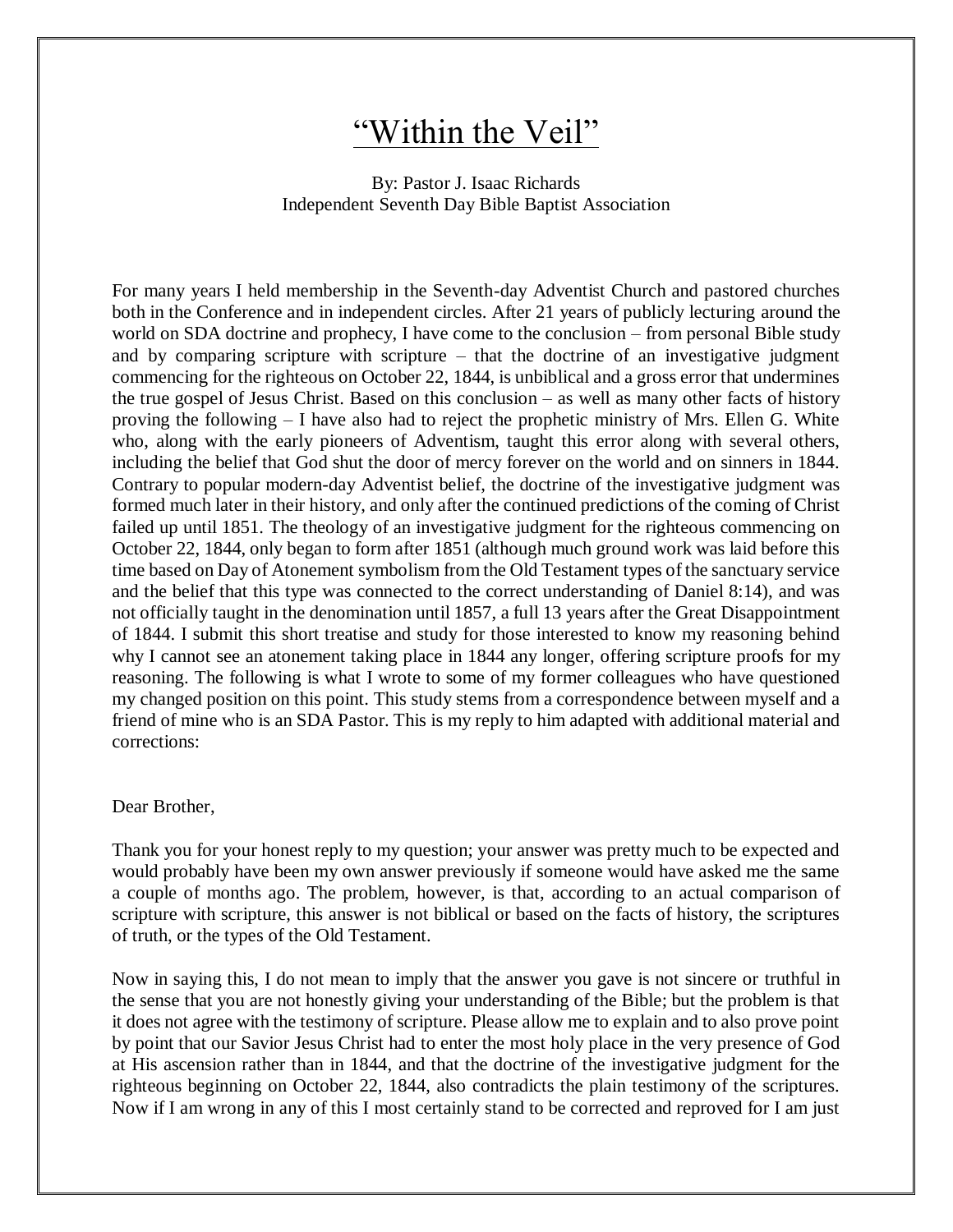# "Within the Veil"

By: Pastor J. Isaac Richards
Independent Seventh Day Bible Baptist Association

For many years I held membership in the Seventh-day Adventist Church and pastored churches both in the Conference and in independent circles. After 21 years of publicly lecturing around the world on SDA doctrine and prophecy, I have come to the conclusion – from personal Bible study and by comparing scripture with scripture – that the doctrine of an investigative judgment commencing for the righteous on October 22, 1844, is unbiblical and a gross error that undermines the true gospel of Jesus Christ. Based on this conclusion – as well as many other facts of history proving the following – I have also had to reject the prophetic ministry of Mrs. Ellen G. White who, along with the early pioneers of Adventism, taught this error along with several others, including the belief that God shut the door of mercy forever on the world and on sinners in 1844. Contrary to popular modern-day Adventist belief, the doctrine of the investigative judgment was formed much later in their history, and only after the continued predictions of the coming of Christ failed up until 1851. The theology of an investigative judgment for the righteous commencing on October 22, 1844, only began to form after 1851 (although much ground work was laid before this time based on Day of Atonement symbolism from the Old Testament types of the sanctuary service and the belief that this type was connected to the correct understanding of Daniel 8:14), and was not officially taught in the denomination until 1857, a full 13 years after the Great Disappointment of 1844. I submit this short treatise and study for those interested to know my reasoning behind why I cannot see an atonement taking place in 1844 any longer, offering scripture proofs for my reasoning. The following is what I wrote to some of my former colleagues who have questioned my changed position on this point. This study stems from a correspondence between myself and a friend of mine who is an SDA Pastor. This is my reply to him adapted with additional material and corrections:

Dear Brother,

Thank you for your honest reply to my question; your answer was pretty much to be expected and would probably have been my own answer previously if someone would have asked me the same a couple of months ago. The problem, however, is that, according to an actual comparison of scripture with scripture, this answer is not biblical or based on the facts of history, the scriptures of truth, or the types of the Old Testament.

Now in saying this, I do not mean to imply that the answer you gave is not sincere or truthful in the sense that you are not honestly giving your understanding of the Bible; but the problem is that it does not agree with the testimony of scripture. Please allow me to explain and to also prove point by point that our Savior Jesus Christ had to enter the most holy place in the very presence of God at His ascension rather than in 1844, and that the doctrine of the investigative judgment for the righteous beginning on October 22, 1844, also contradicts the plain testimony of the scriptures. Now if I am wrong in any of this I most certainly stand to be corrected and reproved for I am just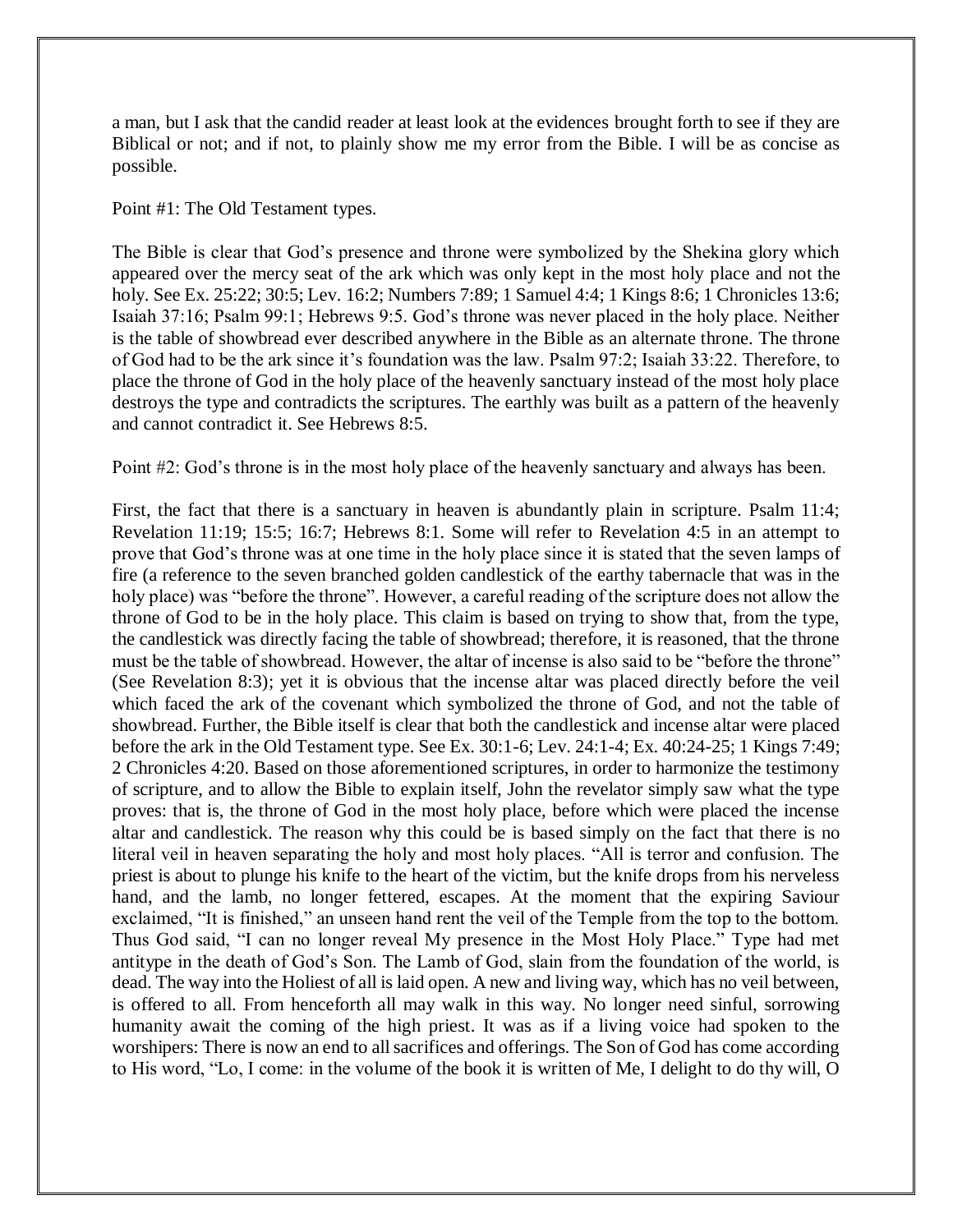a man, but I ask that the candid reader at least look at the evidences brought forth to see if they are Biblical or not; and if not, to plainly show me my error from the Bible. I will be as concise as possible.

Point #1: The Old Testament types.

The Bible is clear that God's presence and throne were symbolized by the Shekina glory which appeared over the mercy seat of the ark which was only kept in the most holy place and not the holy. See Ex. 25:22; 30:5; Lev. 16:2; Numbers 7:89; 1 Samuel 4:4; 1 Kings 8:6; 1 Chronicles 13:6; Isaiah 37:16; Psalm 99:1; Hebrews 9:5. God's throne was never placed in the holy place. Neither is the table of showbread ever described anywhere in the Bible as an alternate throne. The throne of God had to be the ark since it's foundation was the law. Psalm 97:2; Isaiah 33:22. Therefore, to place the throne of God in the holy place of the heavenly sanctuary instead of the most holy place destroys the type and contradicts the scriptures. The earthly was built as a pattern of the heavenly and cannot contradict it. See Hebrews 8:5.

Point #2: God's throne is in the most holy place of the heavenly sanctuary and always has been.

First, the fact that there is a sanctuary in heaven is abundantly plain in scripture. Psalm 11:4; Revelation 11:19; 15:5; 16:7; Hebrews 8:1. Some will refer to Revelation 4:5 in an attempt to prove that God's throne was at one time in the holy place since it is stated that the seven lamps of fire (a reference to the seven branched golden candlestick of the earthy tabernacle that was in the holy place) was "before the throne". However, a careful reading of the scripture does not allow the throne of God to be in the holy place. This claim is based on trying to show that, from the type, the candlestick was directly facing the table of showbread; therefore, it is reasoned, that the throne must be the table of showbread. However, the altar of incense is also said to be "before the throne" (See Revelation 8:3); yet it is obvious that the incense altar was placed directly before the veil which faced the ark of the covenant which symbolized the throne of God, and not the table of showbread. Further, the Bible itself is clear that both the candlestick and incense altar were placed before the ark in the Old Testament type. See Ex. 30:1-6; Lev. 24:1-4; Ex. 40:24-25; 1 Kings 7:49; 2 Chronicles 4:20. Based on those aforementioned scriptures, in order to harmonize the testimony of scripture, and to allow the Bible to explain itself, John the revelator simply saw what the type proves: that is, the throne of God in the most holy place, before which were placed the incense altar and candlestick. The reason why this could be is based simply on the fact that there is no literal veil in heaven separating the holy and most holy places. "All is terror and confusion. The priest is about to plunge his knife to the heart of the victim, but the knife drops from his nerveless hand, and the lamb, no longer fettered, escapes. At the moment that the expiring Saviour exclaimed, "It is finished," an unseen hand rent the veil of the Temple from the top to the bottom. Thus God said, "I can no longer reveal My presence in the Most Holy Place." Type had met antitype in the death of God's Son. The Lamb of God, slain from the foundation of the world, is dead. The way into the Holiest of all is laid open. A new and living way, which has no veil between, is offered to all. From henceforth all may walk in this way. No longer need sinful, sorrowing humanity await the coming of the high priest. It was as if a living voice had spoken to the worshipers: There is now an end to all sacrifices and offerings. The Son of God has come according to His word, "Lo, I come: in the volume of the book it is written of Me, I delight to do thy will, O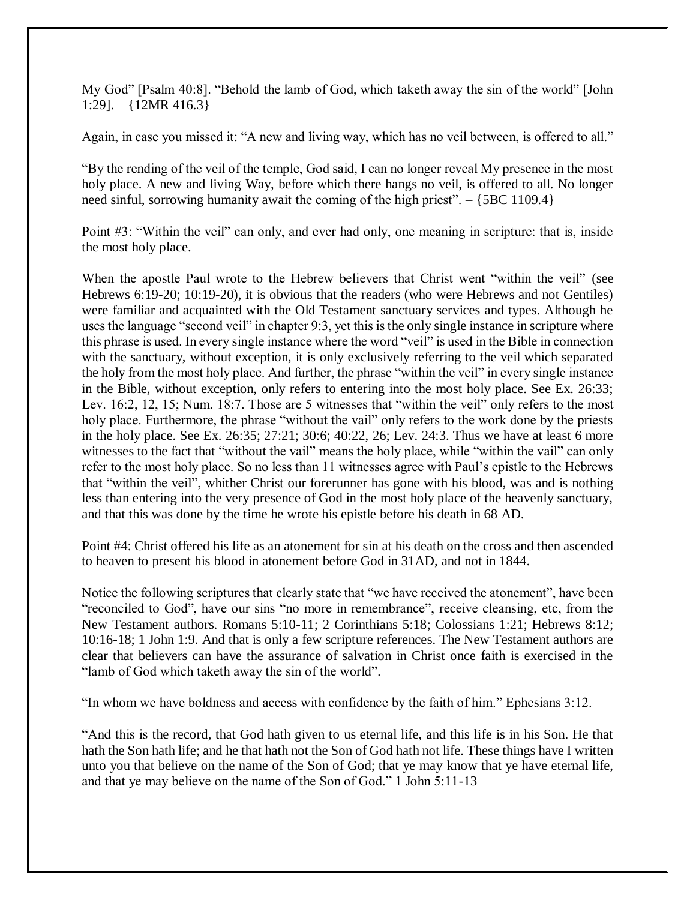My God" [Psalm 40:8]. "Behold the lamb of God, which taketh away the sin of the world" [John 1:29]. – {12MR 416.3}

Again, in case you missed it: "A new and living way, which has no veil between, is offered to all."

"By the rending of the veil of the temple, God said, I can no longer reveal My presence in the most holy place. A new and living Way, before which there hangs no veil, is offered to all. No longer need sinful, sorrowing humanity await the coming of the high priest". – {5BC 1109.4}

Point #3: "Within the veil" can only, and ever had only, one meaning in scripture: that is, inside the most holy place.

When the apostle Paul wrote to the Hebrew believers that Christ went "within the veil" (see Hebrews 6:19-20; 10:19-20), it is obvious that the readers (who were Hebrews and not Gentiles) were familiar and acquainted with the Old Testament sanctuary services and types. Although he uses the language "second veil" in chapter 9:3, yet this is the only single instance in scripture where this phrase is used. In every single instance where the word "veil" is used in the Bible in connection with the sanctuary, without exception, it is only exclusively referring to the veil which separated the holy from the most holy place. And further, the phrase "within the veil" in every single instance in the Bible, without exception, only refers to entering into the most holy place. See Ex. 26:33; Lev. 16:2, 12, 15; Num. 18:7. Those are 5 witnesses that "within the veil" only refers to the most holy place. Furthermore, the phrase "without the vail" only refers to the work done by the priests in the holy place. See Ex. 26:35; 27:21; 30:6; 40:22, 26; Lev. 24:3. Thus we have at least 6 more witnesses to the fact that "without the vail" means the holy place, while "within the vail" can only refer to the most holy place. So no less than 11 witnesses agree with Paul's epistle to the Hebrews that "within the veil", whither Christ our forerunner has gone with his blood, was and is nothing less than entering into the very presence of God in the most holy place of the heavenly sanctuary, and that this was done by the time he wrote his epistle before his death in 68 AD.

Point #4: Christ offered his life as an atonement for sin at his death on the cross and then ascended to heaven to present his blood in atonement before God in 31AD, and not in 1844.

Notice the following scriptures that clearly state that "we have received the atonement", have been "reconciled to God", have our sins "no more in remembrance", receive cleansing, etc, from the New Testament authors. Romans 5:10-11; 2 Corinthians 5:18; Colossians 1:21; Hebrews 8:12; 10:16-18; 1 John 1:9. And that is only a few scripture references. The New Testament authors are clear that believers can have the assurance of salvation in Christ once faith is exercised in the "lamb of God which taketh away the sin of the world".

"In whom we have boldness and access with confidence by the faith of him." Ephesians 3:12.

"And this is the record, that God hath given to us eternal life, and this life is in his Son. He that hath the Son hath life; and he that hath not the Son of God hath not life. These things have I written unto you that believe on the name of the Son of God; that ye may know that ye have eternal life, and that ye may believe on the name of the Son of God." 1 John 5:11-13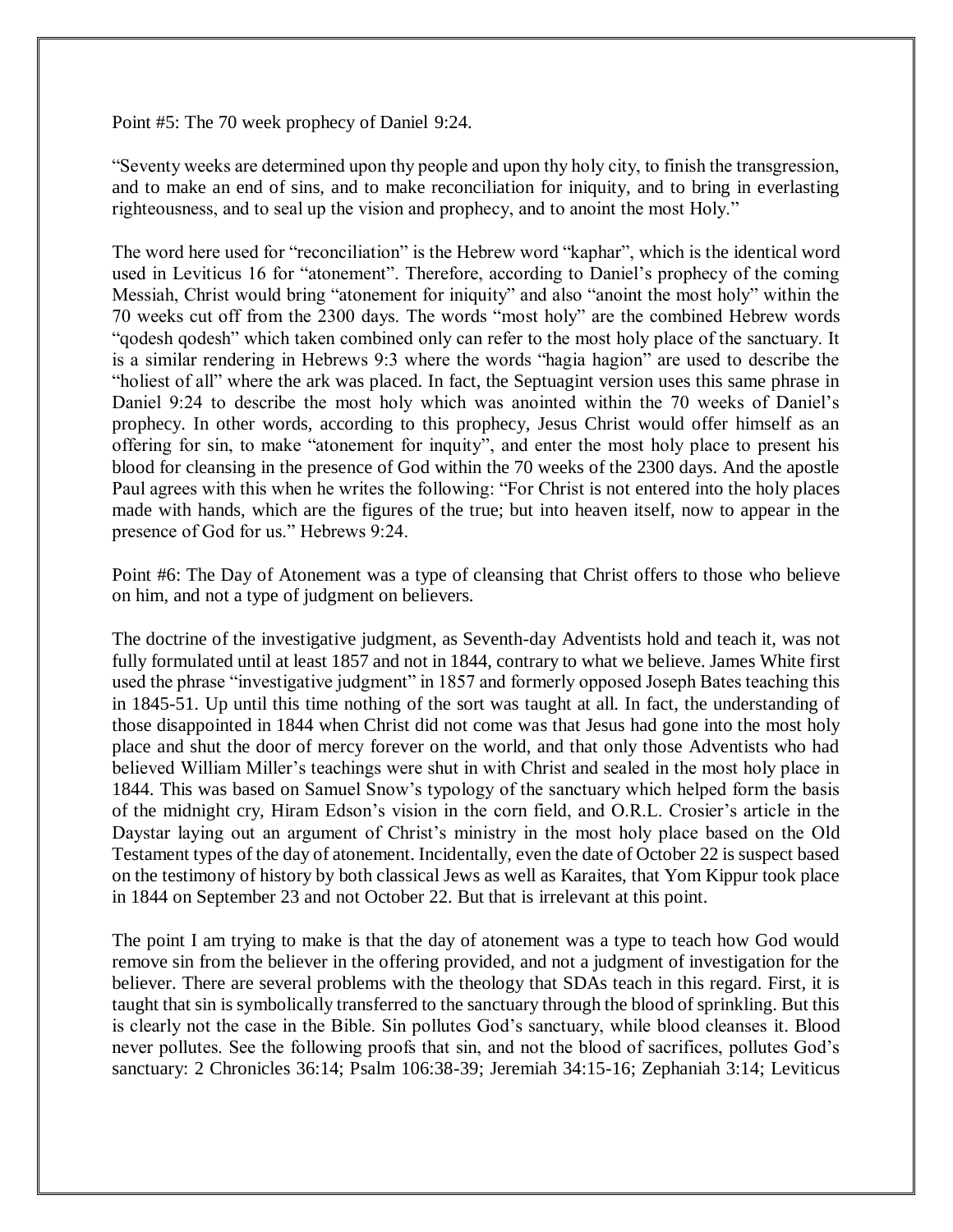Point #5: The 70 week prophecy of Daniel 9:24.

"Seventy weeks are determined upon thy people and upon thy holy city, to finish the transgression, and to make an end of sins, and to make reconciliation for iniquity, and to bring in everlasting righteousness, and to seal up the vision and prophecy, and to anoint the most Holy."

The word here used for "reconciliation" is the Hebrew word "kaphar", which is the identical word used in Leviticus 16 for "atonement". Therefore, according to Daniel's prophecy of the coming Messiah, Christ would bring "atonement for iniquity" and also "anoint the most holy" within the 70 weeks cut off from the 2300 days. The words "most holy" are the combined Hebrew words "qodesh qodesh" which taken combined only can refer to the most holy place of the sanctuary. It is a similar rendering in Hebrews 9:3 where the words "hagia hagion" are used to describe the "holiest of all" where the ark was placed. In fact, the Septuagint version uses this same phrase in Daniel 9:24 to describe the most holy which was anointed within the 70 weeks of Daniel's prophecy. In other words, according to this prophecy, Jesus Christ would offer himself as an offering for sin, to make "atonement for inquity", and enter the most holy place to present his blood for cleansing in the presence of God within the 70 weeks of the 2300 days. And the apostle Paul agrees with this when he writes the following: "For Christ is not entered into the holy places made with hands, which are the figures of the true; but into heaven itself, now to appear in the presence of God for us." Hebrews 9:24.

Point #6: The Day of Atonement was a type of cleansing that Christ offers to those who believe on him, and not a type of judgment on believers.

The doctrine of the investigative judgment, as Seventh-day Adventists hold and teach it, was not fully formulated until at least 1857 and not in 1844, contrary to what we believe. James White first used the phrase "investigative judgment" in 1857 and formerly opposed Joseph Bates teaching this in 1845-51. Up until this time nothing of the sort was taught at all. In fact, the understanding of those disappointed in 1844 when Christ did not come was that Jesus had gone into the most holy place and shut the door of mercy forever on the world, and that only those Adventists who had believed William Miller's teachings were shut in with Christ and sealed in the most holy place in 1844. This was based on Samuel Snow's typology of the sanctuary which helped form the basis of the midnight cry, Hiram Edson's vision in the corn field, and O.R.L. Crosier's article in the Daystar laying out an argument of Christ's ministry in the most holy place based on the Old Testament types of the day of atonement. Incidentally, even the date of October 22 is suspect based on the testimony of history by both classical Jews as well as Karaites, that Yom Kippur took place in 1844 on September 23 and not October 22. But that is irrelevant at this point.

The point I am trying to make is that the day of atonement was a type to teach how God would remove sin from the believer in the offering provided, and not a judgment of investigation for the believer. There are several problems with the theology that SDAs teach in this regard. First, it is taught that sin is symbolically transferred to the sanctuary through the blood of sprinkling. But this is clearly not the case in the Bible. Sin pollutes God's sanctuary, while blood cleanses it. Blood never pollutes. See the following proofs that sin, and not the blood of sacrifices, pollutes God's sanctuary: 2 Chronicles 36:14; Psalm 106:38-39; Jeremiah 34:15-16; Zephaniah 3:14; Leviticus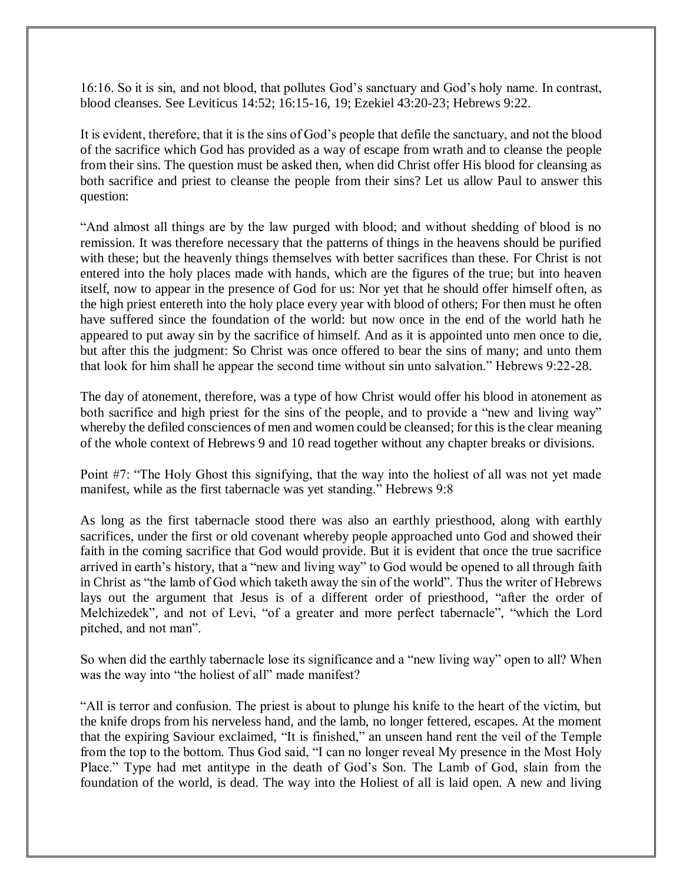16:16. So it is sin, and not blood, that pollutes God's sanctuary and God's holy name. In contrast, blood cleanses. See Leviticus 14:52; 16:15-16, 19; Ezekiel 43:20-23; Hebrews 9:22.

It is evident, therefore, that it is the sins of God's people that defile the sanctuary, and not the blood of the sacrifice which God has provided as a way of escape from wrath and to cleanse the people from their sins. The question must be asked then, when did Christ offer His blood for cleansing as both sacrifice and priest to cleanse the people from their sins? Let us allow Paul to answer this question:

"And almost all things are by the law purged with blood; and without shedding of blood is no remission. It was therefore necessary that the patterns of things in the heavens should be purified with these; but the heavenly things themselves with better sacrifices than these. For Christ is not entered into the holy places made with hands, which are the figures of the true; but into heaven itself, now to appear in the presence of God for us: Nor yet that he should offer himself often, as the high priest entereth into the holy place every year with blood of others; For then must he often have suffered since the foundation of the world: but now once in the end of the world hath he appeared to put away sin by the sacrifice of himself. And as it is appointed unto men once to die, but after this the judgment: So Christ was once offered to bear the sins of many; and unto them that look for him shall he appear the second time without sin unto salvation." Hebrews 9:22-28.

The day of atonement, therefore, was a type of how Christ would offer his blood in atonement as both sacrifice and high priest for the sins of the people, and to provide a "new and living way" whereby the defiled consciences of men and women could be cleansed; for this is the clear meaning of the whole context of Hebrews 9 and 10 read together without any chapter breaks or divisions.

Point #7: "The Holy Ghost this signifying, that the way into the holiest of all was not yet made manifest, while as the first tabernacle was yet standing." Hebrews 9:8

As long as the first tabernacle stood there was also an earthly priesthood, along with earthly sacrifices, under the first or old covenant whereby people approached unto God and showed their faith in the coming sacrifice that God would provide. But it is evident that once the true sacrifice arrived in earth's history, that a "new and living way" to God would be opened to all through faith in Christ as "the lamb of God which taketh away the sin of the world". Thus the writer of Hebrews lays out the argument that Jesus is of a different order of priesthood, "after the order of Melchizedek", and not of Levi, "of a greater and more perfect tabernacle", "which the Lord pitched, and not man".

So when did the earthly tabernacle lose its significance and a "new living way" open to all? When was the way into "the holiest of all" made manifest?

"All is terror and confusion. The priest is about to plunge his knife to the heart of the victim, but the knife drops from his nerveless hand, and the lamb, no longer fettered, escapes. At the moment that the expiring Saviour exclaimed, "It is finished," an unseen hand rent the veil of the Temple from the top to the bottom. Thus God said, "I can no longer reveal My presence in the Most Holy Place." Type had met antitype in the death of God's Son. The Lamb of God, slain from the foundation of the world, is dead. The way into the Holiest of all is laid open. A new and living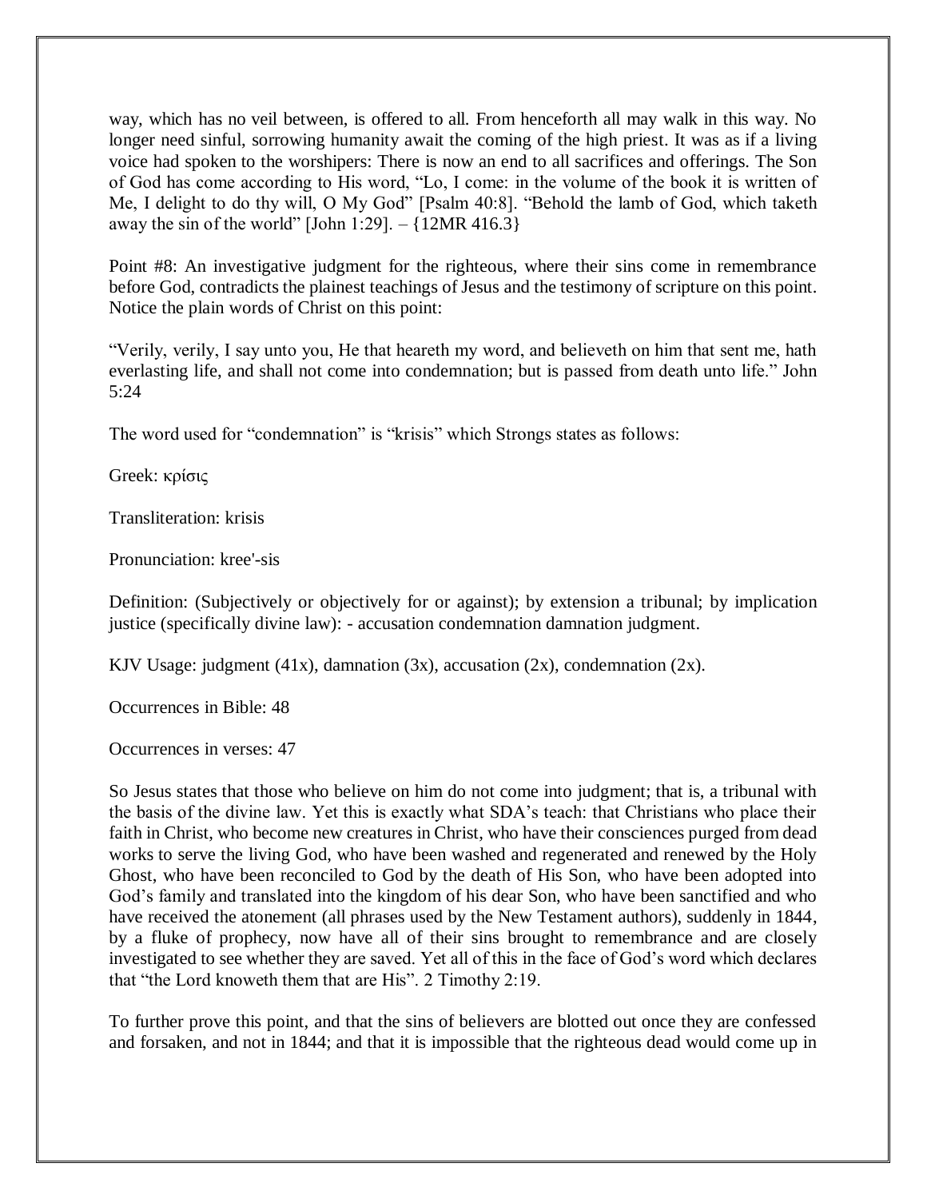way, which has no veil between, is offered to all. From henceforth all may walk in this way. No longer need sinful, sorrowing humanity await the coming of the high priest. It was as if a living voice had spoken to the worshipers: There is now an end to all sacrifices and offerings. The Son of God has come according to His word, "Lo, I come: in the volume of the book it is written of Me, I delight to do thy will, O My God" [Psalm 40:8]. "Behold the lamb of God, which taketh away the sin of the world" [John 1:29]. – {12MR 416.3}

Point #8: An investigative judgment for the righteous, where their sins come in remembrance before God, contradicts the plainest teachings of Jesus and the testimony of scripture on this point. Notice the plain words of Christ on this point:

"Verily, verily, I say unto you, He that heareth my word, and believeth on him that sent me, hath everlasting life, and shall not come into condemnation; but is passed from death unto life." John 5:24

The word used for "condemnation" is "krisis" which Strongs states as follows:

Greek: κρίσις

Transliteration: krisis

Pronunciation: kree'-sis

Definition: (Subjectively or objectively for or against); by extension a tribunal; by implication justice (specifically divine law): - accusation condemnation damnation judgment.

KJV Usage: judgment (41x), damnation (3x), accusation (2x), condemnation (2x).

Occurrences in Bible: 48

Occurrences in verses: 47

So Jesus states that those who believe on him do not come into judgment; that is, a tribunal with the basis of the divine law. Yet this is exactly what SDA's teach: that Christians who place their faith in Christ, who become new creatures in Christ, who have their consciences purged from dead works to serve the living God, who have been washed and regenerated and renewed by the Holy Ghost, who have been reconciled to God by the death of His Son, who have been adopted into God's family and translated into the kingdom of his dear Son, who have been sanctified and who have received the atonement (all phrases used by the New Testament authors), suddenly in 1844, by a fluke of prophecy, now have all of their sins brought to remembrance and are closely investigated to see whether they are saved. Yet all of this in the face of God's word which declares that "the Lord knoweth them that are His". 2 Timothy 2:19.

To further prove this point, and that the sins of believers are blotted out once they are confessed and forsaken, and not in 1844; and that it is impossible that the righteous dead would come up in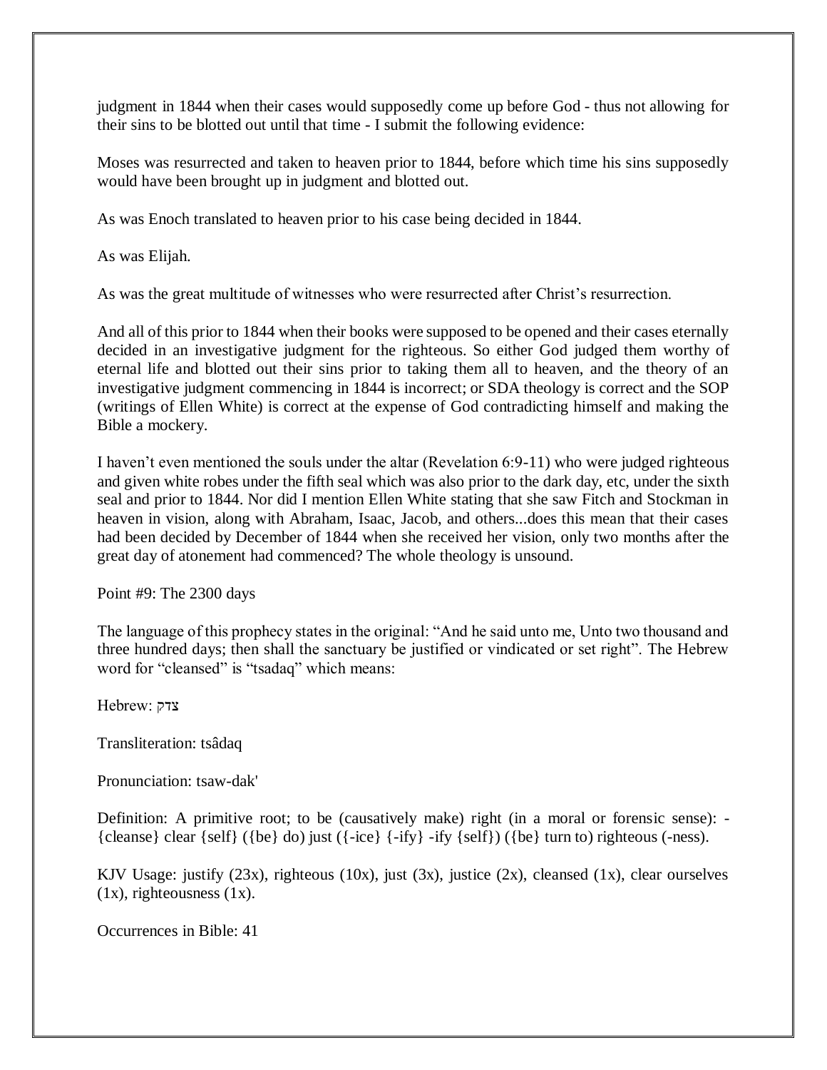judgment in 1844 when their cases would supposedly come up before God - thus not allowing for their sins to be blotted out until that time - I submit the following evidence:

Moses was resurrected and taken to heaven prior to 1844, before which time his sins supposedly would have been brought up in judgment and blotted out.

As was Enoch translated to heaven prior to his case being decided in 1844.

As was Elijah.

As was the great multitude of witnesses who were resurrected after Christ's resurrection.

And all of this prior to 1844 when their books were supposed to be opened and their cases eternally decided in an investigative judgment for the righteous. So either God judged them worthy of eternal life and blotted out their sins prior to taking them all to heaven, and the theory of an investigative judgment commencing in 1844 is incorrect; or SDA theology is correct and the SOP (writings of Ellen White) is correct at the expense of God contradicting himself and making the Bible a mockery.

I haven't even mentioned the souls under the altar (Revelation 6:9-11) who were judged righteous and given white robes under the fifth seal which was also prior to the dark day, etc, under the sixth seal and prior to 1844. Nor did I mention Ellen White stating that she saw Fitch and Stockman in heaven in vision, along with Abraham, Isaac, Jacob, and others...does this mean that their cases had been decided by December of 1844 when she received her vision, only two months after the great day of atonement had commenced? The whole theology is unsound.

Point #9: The 2300 days

The language of this prophecy states in the original: "And he said unto me, Unto two thousand and three hundred days; then shall the sanctuary be justified or vindicated or set right". The Hebrew word for "cleansed" is "tsadaq" which means:

Hebrew: צדק

Transliteration: tsâdaq

Pronunciation: tsaw-dak'

Definition: A primitive root; to be (causatively make) right (in a moral or forensic sense): - {cleanse} clear {self} ({be} do) just ({-ice} {-ify} -ify {self}) ({be} turn to) righteous (-ness).

KJV Usage: justify (23x), righteous (10x), just (3x), justice (2x), cleansed (1x), clear ourselves (1x), righteousness (1x).

Occurrences in Bible: 41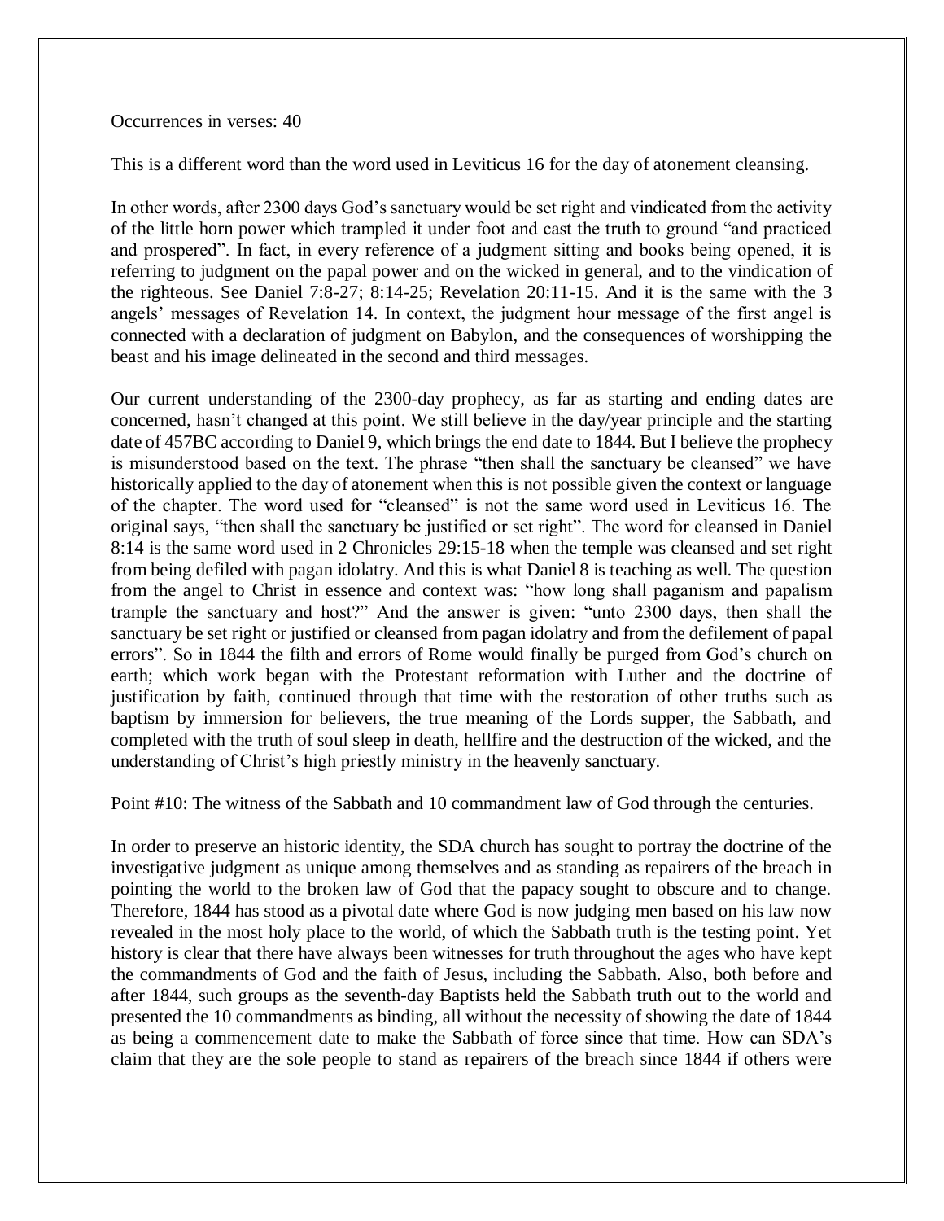Occurrences in verses: 40

This is a different word than the word used in Leviticus 16 for the day of atonement cleansing.

In other words, after 2300 days God's sanctuary would be set right and vindicated from the activity of the little horn power which trampled it under foot and cast the truth to ground "and practiced and prospered". In fact, in every reference of a judgment sitting and books being opened, it is referring to judgment on the papal power and on the wicked in general, and to the vindication of the righteous. See Daniel 7:8-27; 8:14-25; Revelation 20:11-15. And it is the same with the 3 angels' messages of Revelation 14. In context, the judgment hour message of the first angel is connected with a declaration of judgment on Babylon, and the consequences of worshipping the beast and his image delineated in the second and third messages.

Our current understanding of the 2300-day prophecy, as far as starting and ending dates are concerned, hasn't changed at this point. We still believe in the day/year principle and the starting date of 457BC according to Daniel 9, which brings the end date to 1844. But I believe the prophecy is misunderstood based on the text. The phrase "then shall the sanctuary be cleansed" we have historically applied to the day of atonement when this is not possible given the context or language of the chapter. The word used for "cleansed" is not the same word used in Leviticus 16. The original says, "then shall the sanctuary be justified or set right". The word for cleansed in Daniel 8:14 is the same word used in 2 Chronicles 29:15-18 when the temple was cleansed and set right from being defiled with pagan idolatry. And this is what Daniel 8 is teaching as well. The question from the angel to Christ in essence and context was: "how long shall paganism and papalism trample the sanctuary and host?" And the answer is given: "unto 2300 days, then shall the sanctuary be set right or justified or cleansed from pagan idolatry and from the defilement of papal errors". So in 1844 the filth and errors of Rome would finally be purged from God's church on earth; which work began with the Protestant reformation with Luther and the doctrine of justification by faith, continued through that time with the restoration of other truths such as baptism by immersion for believers, the true meaning of the Lords supper, the Sabbath, and completed with the truth of soul sleep in death, hellfire and the destruction of the wicked, and the understanding of Christ's high priestly ministry in the heavenly sanctuary.

Point #10: The witness of the Sabbath and 10 commandment law of God through the centuries.

In order to preserve an historic identity, the SDA church has sought to portray the doctrine of the investigative judgment as unique among themselves and as standing as repairers of the breach in pointing the world to the broken law of God that the papacy sought to obscure and to change. Therefore, 1844 has stood as a pivotal date where God is now judging men based on his law now revealed in the most holy place to the world, of which the Sabbath truth is the testing point. Yet history is clear that there have always been witnesses for truth throughout the ages who have kept the commandments of God and the faith of Jesus, including the Sabbath. Also, both before and after 1844, such groups as the seventh-day Baptists held the Sabbath truth out to the world and presented the 10 commandments as binding, all without the necessity of showing the date of 1844 as being a commencement date to make the Sabbath of force since that time. How can SDA's claim that they are the sole people to stand as repairers of the breach since 1844 if others were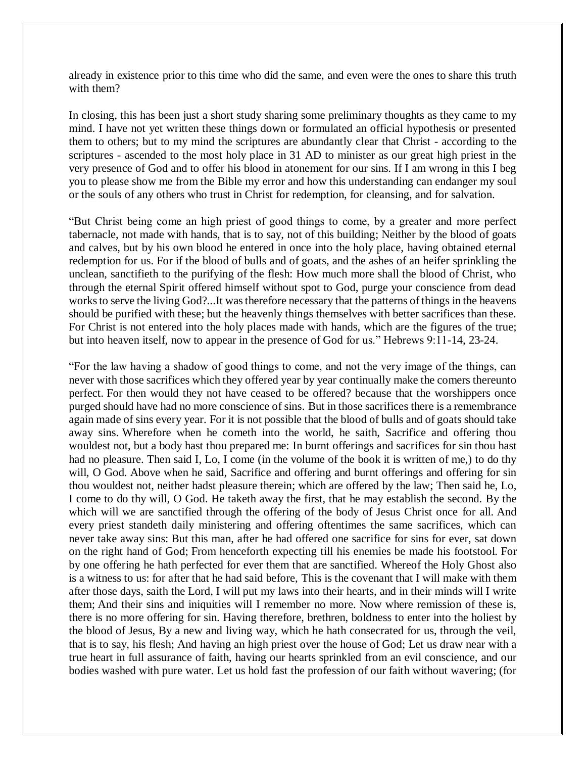already in existence prior to this time who did the same, and even were the ones to share this truth with them?

In closing, this has been just a short study sharing some preliminary thoughts as they came to my mind. I have not yet written these things down or formulated an official hypothesis or presented them to others; but to my mind the scriptures are abundantly clear that Christ - according to the scriptures - ascended to the most holy place in 31 AD to minister as our great high priest in the very presence of God and to offer his blood in atonement for our sins. If I am wrong in this I beg you to please show me from the Bible my error and how this understanding can endanger my soul or the souls of any others who trust in Christ for redemption, for cleansing, and for salvation.

"But Christ being come an high priest of good things to come, by a greater and more perfect tabernacle, not made with hands, that is to say, not of this building; Neither by the blood of goats and calves, but by his own blood he entered in once into the holy place, having obtained eternal redemption for us. For if the blood of bulls and of goats, and the ashes of an heifer sprinkling the unclean, sanctifieth to the purifying of the flesh: How much more shall the blood of Christ, who through the eternal Spirit offered himself without spot to God, purge your conscience from dead works to serve the living God?...It was therefore necessary that the patterns of things in the heavens should be purified with these; but the heavenly things themselves with better sacrifices than these. For Christ is not entered into the holy places made with hands, which are the figures of the true; but into heaven itself, now to appear in the presence of God for us." Hebrews 9:11-14, 23-24.

"For the law having a shadow of good things to come, and not the very image of the things, can never with those sacrifices which they offered year by year continually make the comers thereunto perfect. For then would they not have ceased to be offered? because that the worshippers once purged should have had no more conscience of sins. But in those sacrifices there is a remembrance again made of sins every year. For it is not possible that the blood of bulls and of goats should take away sins. Wherefore when he cometh into the world, he saith, Sacrifice and offering thou wouldest not, but a body hast thou prepared me: In burnt offerings and sacrifices for sin thou hast had no pleasure. Then said I, Lo, I come (in the volume of the book it is written of me,) to do thy will, O God. Above when he said, Sacrifice and offering and burnt offerings and offering for sin thou wouldest not, neither hadst pleasure therein; which are offered by the law; Then said he, Lo, I come to do thy will, O God. He taketh away the first, that he may establish the second. By the which will we are sanctified through the offering of the body of Jesus Christ once for all. And every priest standeth daily ministering and offering oftentimes the same sacrifices, which can never take away sins: But this man, after he had offered one sacrifice for sins for ever, sat down on the right hand of God; From henceforth expecting till his enemies be made his footstool. For by one offering he hath perfected for ever them that are sanctified. Whereof the Holy Ghost also is a witness to us: for after that he had said before, This is the covenant that I will make with them after those days, saith the Lord, I will put my laws into their hearts, and in their minds will I write them; And their sins and iniquities will I remember no more. Now where remission of these is, there is no more offering for sin. Having therefore, brethren, boldness to enter into the holiest by the blood of Jesus, By a new and living way, which he hath consecrated for us, through the veil, that is to say, his flesh; And having an high priest over the house of God; Let us draw near with a true heart in full assurance of faith, having our hearts sprinkled from an evil conscience, and our bodies washed with pure water. Let us hold fast the profession of our faith without wavering; (for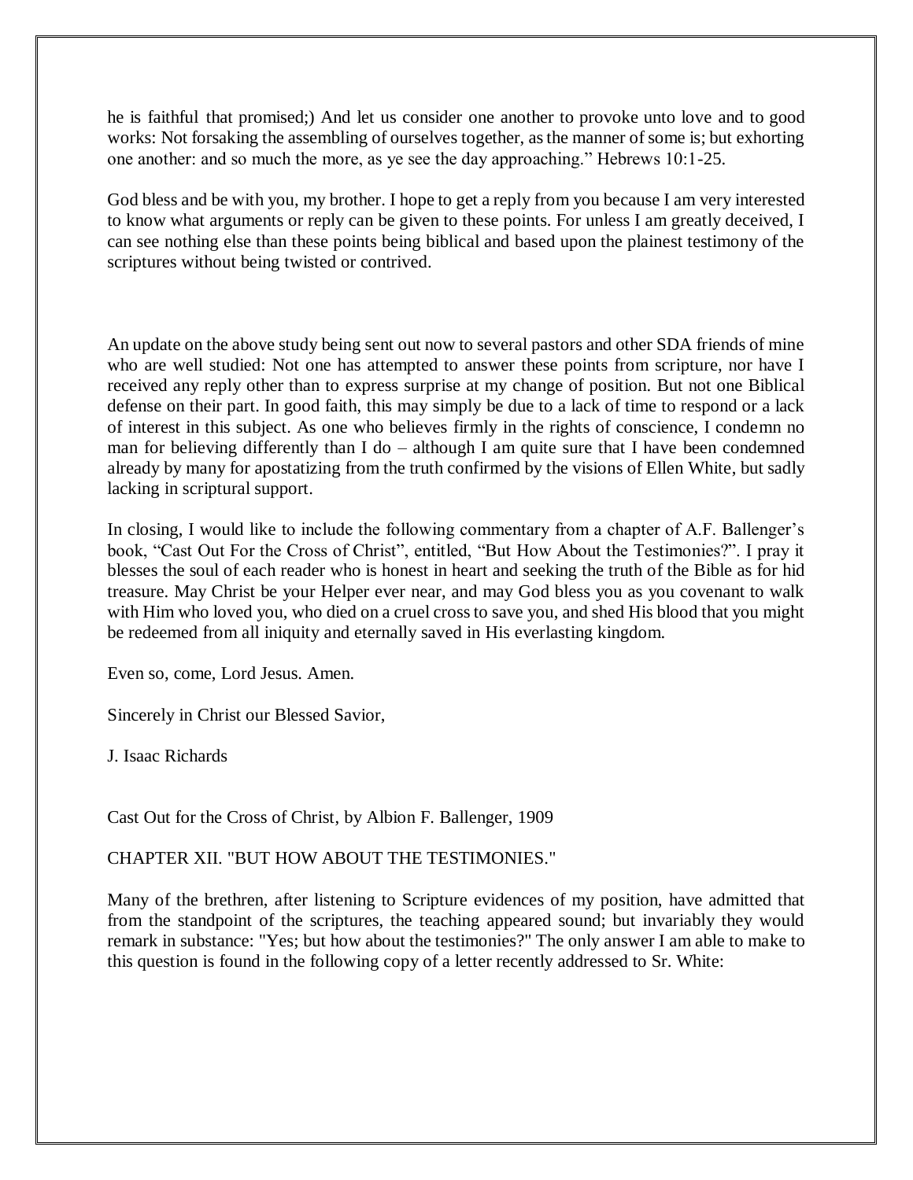he is faithful that promised;) And let us consider one another to provoke unto love and to good works: Not forsaking the assembling of ourselves together, as the manner of some is; but exhorting one another: and so much the more, as ye see the day approaching." Hebrews 10:1-25.

God bless and be with you, my brother. I hope to get a reply from you because I am very interested to know what arguments or reply can be given to these points. For unless I am greatly deceived, I can see nothing else than these points being biblical and based upon the plainest testimony of the scriptures without being twisted or contrived.

An update on the above study being sent out now to several pastors and other SDA friends of mine who are well studied: Not one has attempted to answer these points from scripture, nor have I received any reply other than to express surprise at my change of position. But not one Biblical defense on their part. In good faith, this may simply be due to a lack of time to respond or a lack of interest in this subject. As one who believes firmly in the rights of conscience, I condemn no man for believing differently than I do – although I am quite sure that I have been condemned already by many for apostatizing from the truth confirmed by the visions of Ellen White, but sadly lacking in scriptural support.

In closing, I would like to include the following commentary from a chapter of A.F. Ballenger's book, "Cast Out For the Cross of Christ", entitled, "But How About the Testimonies?". I pray it blesses the soul of each reader who is honest in heart and seeking the truth of the Bible as for hid treasure. May Christ be your Helper ever near, and may God bless you as you covenant to walk with Him who loved you, who died on a cruel cross to save you, and shed His blood that you might be redeemed from all iniquity and eternally saved in His everlasting kingdom.

Even so, come, Lord Jesus. Amen.

Sincerely in Christ our Blessed Savior,

J. Isaac Richards

Cast Out for the Cross of Christ, by Albion F. Ballenger, 1909

CHAPTER XII. "BUT HOW ABOUT THE TESTIMONIES."

Many of the brethren, after listening to Scripture evidences of my position, have admitted that from the standpoint of the scriptures, the teaching appeared sound; but invariably they would remark in substance: "Yes; but how about the testimonies?" The only answer I am able to make to this question is found in the following copy of a letter recently addressed to Sr. White: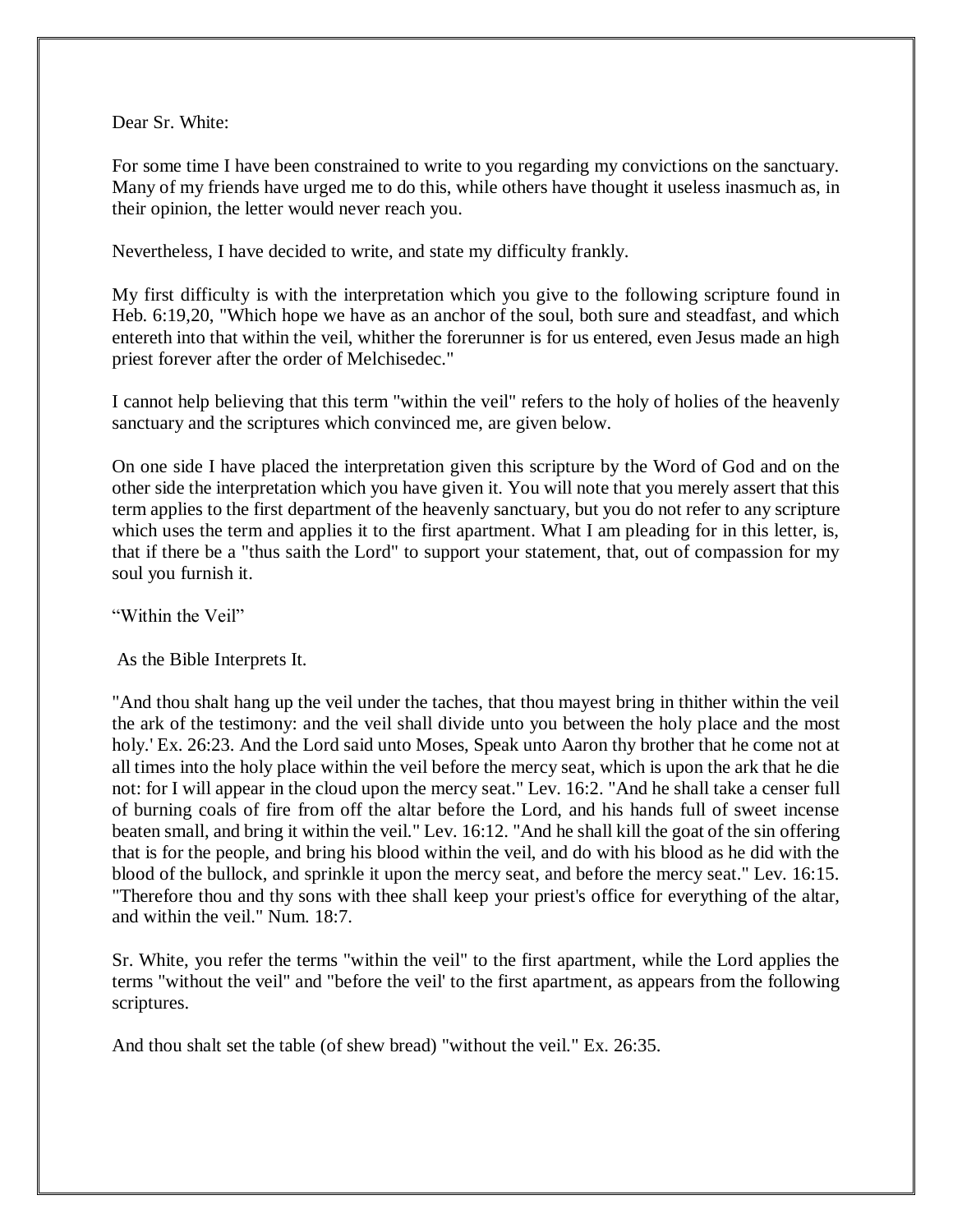Dear Sr. White:

For some time I have been constrained to write to you regarding my convictions on the sanctuary. Many of my friends have urged me to do this, while others have thought it useless inasmuch as, in their opinion, the letter would never reach you.

Nevertheless, I have decided to write, and state my difficulty frankly.

My first difficulty is with the interpretation which you give to the following scripture found in Heb. 6:19,20, "Which hope we have as an anchor of the soul, both sure and steadfast, and which entereth into that within the veil, whither the forerunner is for us entered, even Jesus made an high priest forever after the order of Melchisedec."

I cannot help believing that this term "within the veil" refers to the holy of holies of the heavenly sanctuary and the scriptures which convinced me, are given below.

On one side I have placed the interpretation given this scripture by the Word of God and on the other side the interpretation which you have given it. You will note that you merely assert that this term applies to the first department of the heavenly sanctuary, but you do not refer to any scripture which uses the term and applies it to the first apartment. What I am pleading for in this letter, is, that if there be a "thus saith the Lord" to support your statement, that, out of compassion for my soul you furnish it.

"Within the Veil"

As the Bible Interprets It.

"And thou shalt hang up the veil under the taches, that thou mayest bring in thither within the veil the ark of the testimony: and the veil shall divide unto you between the holy place and the most holy.' Ex. 26:23. And the Lord said unto Moses, Speak unto Aaron thy brother that he come not at all times into the holy place within the veil before the mercy seat, which is upon the ark that he die not: for I will appear in the cloud upon the mercy seat." Lev. 16:2. "And he shall take a censer full of burning coals of fire from off the altar before the Lord, and his hands full of sweet incense beaten small, and bring it within the veil." Lev. 16:12. "And he shall kill the goat of the sin offering that is for the people, and bring his blood within the veil, and do with his blood as he did with the blood of the bullock, and sprinkle it upon the mercy seat, and before the mercy seat." Lev. 16:15. "Therefore thou and thy sons with thee shall keep your priest's office for everything of the altar, and within the veil." Num. 18:7.

Sr. White, you refer the terms "within the veil" to the first apartment, while the Lord applies the terms "without the veil" and "before the veil' to the first apartment, as appears from the following scriptures.

And thou shalt set the table (of shew bread) "without the veil." Ex. 26:35.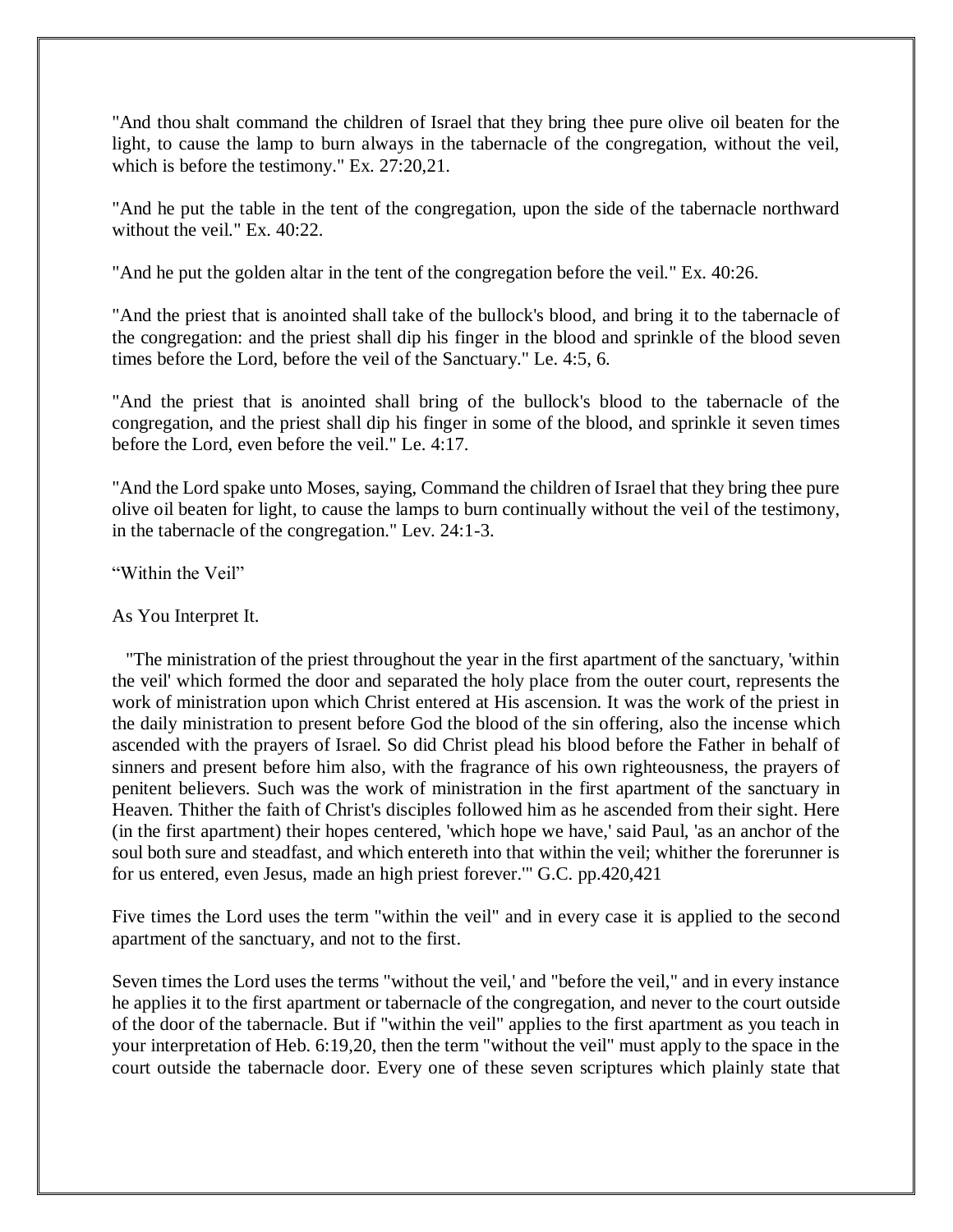"And thou shalt command the children of Israel that they bring thee pure olive oil beaten for the light, to cause the lamp to burn always in the tabernacle of the congregation, without the veil, which is before the testimony." Ex. 27:20,21.

"And he put the table in the tent of the congregation, upon the side of the tabernacle northward without the veil." Ex. 40:22.

"And he put the golden altar in the tent of the congregation before the veil." Ex. 40:26.

"And the priest that is anointed shall take of the bullock's blood, and bring it to the tabernacle of the congregation: and the priest shall dip his finger in the blood and sprinkle of the blood seven times before the Lord, before the veil of the Sanctuary." Le. 4:5, 6.

"And the priest that is anointed shall bring of the bullock's blood to the tabernacle of the congregation, and the priest shall dip his finger in some of the blood, and sprinkle it seven times before the Lord, even before the veil." Le. 4:17.

"And the Lord spake unto Moses, saying, Command the children of Israel that they bring thee pure olive oil beaten for light, to cause the lamps to burn continually without the veil of the testimony, in the tabernacle of the congregation." Lev. 24:1-3.

"Within the Veil"

As You Interpret It.

"The ministration of the priest throughout the year in the first apartment of the sanctuary, 'within the veil' which formed the door and separated the holy place from the outer court, represents the work of ministration upon which Christ entered at His ascension. It was the work of the priest in the daily ministration to present before God the blood of the sin offering, also the incense which ascended with the prayers of Israel. So did Christ plead his blood before the Father in behalf of sinners and present before him also, with the fragrance of his own righteousness, the prayers of penitent believers. Such was the work of ministration in the first apartment of the sanctuary in Heaven. Thither the faith of Christ's disciples followed him as he ascended from their sight. Here (in the first apartment) their hopes centered, 'which hope we have,' said Paul, 'as an anchor of the soul both sure and steadfast, and which entereth into that within the veil; whither the forerunner is for us entered, even Jesus, made an high priest forever.'" G.C. pp.420,421

Five times the Lord uses the term "within the veil" and in every case it is applied to the second apartment of the sanctuary, and not to the first.

Seven times the Lord uses the terms "without the veil,' and "before the veil," and in every instance he applies it to the first apartment or tabernacle of the congregation, and never to the court outside of the door of the tabernacle. But if "within the veil" applies to the first apartment as you teach in your interpretation of Heb. 6:19,20, then the term "without the veil" must apply to the space in the court outside the tabernacle door. Every one of these seven scriptures which plainly state that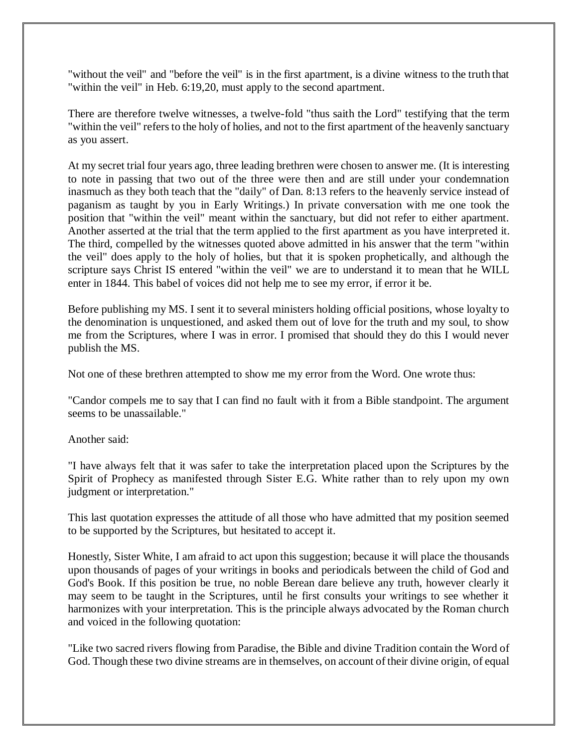"without the veil" and "before the veil" is in the first apartment, is a divine witness to the truth that "within the veil" in Heb. 6:19,20, must apply to the second apartment.

There are therefore twelve witnesses, a twelve-fold "thus saith the Lord" testifying that the term "within the veil" refers to the holy of holies, and not to the first apartment of the heavenly sanctuary as you assert.

At my secret trial four years ago, three leading brethren were chosen to answer me. (It is interesting to note in passing that two out of the three were then and are still under your condemnation inasmuch as they both teach that the "daily" of Dan. 8:13 refers to the heavenly service instead of paganism as taught by you in Early Writings.) In private conversation with me one took the position that "within the veil" meant within the sanctuary, but did not refer to either apartment. Another asserted at the trial that the term applied to the first apartment as you have interpreted it. The third, compelled by the witnesses quoted above admitted in his answer that the term "within the veil" does apply to the holy of holies, but that it is spoken prophetically, and although the scripture says Christ IS entered "within the veil" we are to understand it to mean that he WILL enter in 1844. This babel of voices did not help me to see my error, if error it be.

Before publishing my MS. I sent it to several ministers holding official positions, whose loyalty to the denomination is unquestioned, and asked them out of love for the truth and my soul, to show me from the Scriptures, where I was in error. I promised that should they do this I would never publish the MS.

Not one of these brethren attempted to show me my error from the Word. One wrote thus:

"Candor compels me to say that I can find no fault with it from a Bible standpoint. The argument seems to be unassailable."

Another said:

"I have always felt that it was safer to take the interpretation placed upon the Scriptures by the Spirit of Prophecy as manifested through Sister E.G. White rather than to rely upon my own judgment or interpretation."

This last quotation expresses the attitude of all those who have admitted that my position seemed to be supported by the Scriptures, but hesitated to accept it.

Honestly, Sister White, I am afraid to act upon this suggestion; because it will place the thousands upon thousands of pages of your writings in books and periodicals between the child of God and God's Book. If this position be true, no noble Berean dare believe any truth, however clearly it may seem to be taught in the Scriptures, until he first consults your writings to see whether it harmonizes with your interpretation. This is the principle always advocated by the Roman church and voiced in the following quotation:

"Like two sacred rivers flowing from Paradise, the Bible and divine Tradition contain the Word of God. Though these two divine streams are in themselves, on account of their divine origin, of equal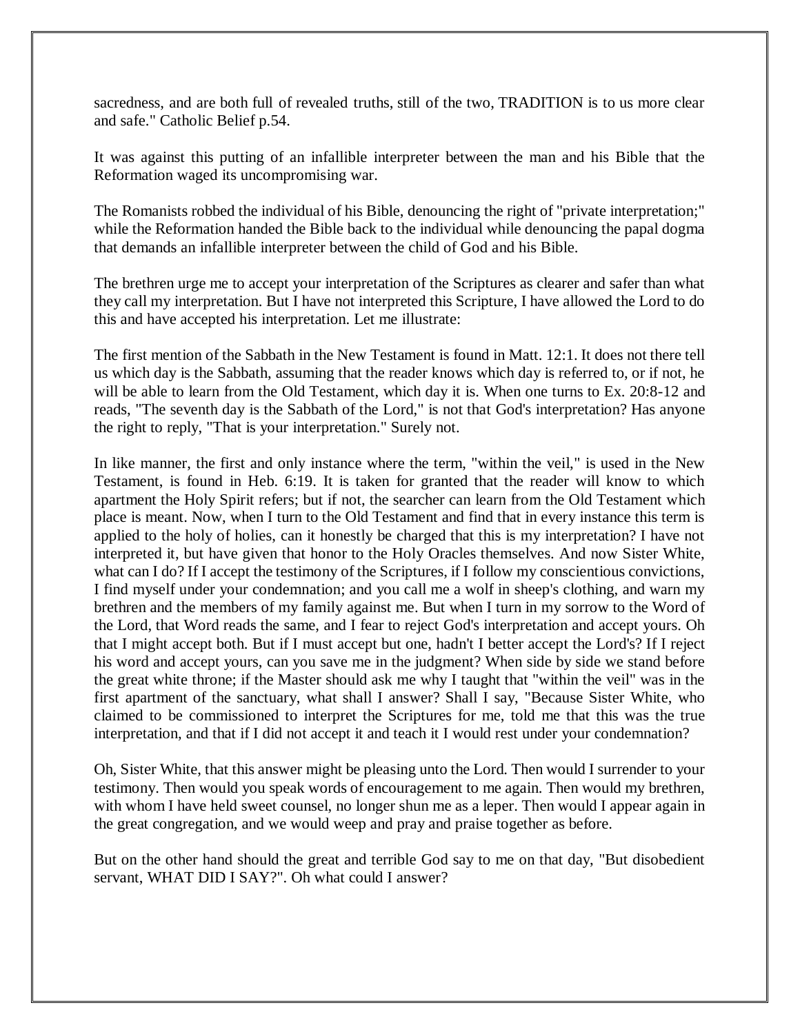sacredness, and are both full of revealed truths, still of the two, TRADITION is to us more clear and safe." Catholic Belief p.54.

It was against this putting of an infallible interpreter between the man and his Bible that the Reformation waged its uncompromising war.

The Romanists robbed the individual of his Bible, denouncing the right of "private interpretation;" while the Reformation handed the Bible back to the individual while denouncing the papal dogma that demands an infallible interpreter between the child of God and his Bible.

The brethren urge me to accept your interpretation of the Scriptures as clearer and safer than what they call my interpretation. But I have not interpreted this Scripture, I have allowed the Lord to do this and have accepted his interpretation. Let me illustrate:

The first mention of the Sabbath in the New Testament is found in Matt. 12:1. It does not there tell us which day is the Sabbath, assuming that the reader knows which day is referred to, or if not, he will be able to learn from the Old Testament, which day it is. When one turns to Ex. 20:8-12 and reads, "The seventh day is the Sabbath of the Lord," is not that God's interpretation? Has anyone the right to reply, "That is your interpretation." Surely not.

In like manner, the first and only instance where the term, "within the veil," is used in the New Testament, is found in Heb. 6:19. It is taken for granted that the reader will know to which apartment the Holy Spirit refers; but if not, the searcher can learn from the Old Testament which place is meant. Now, when I turn to the Old Testament and find that in every instance this term is applied to the holy of holies, can it honestly be charged that this is my interpretation? I have not interpreted it, but have given that honor to the Holy Oracles themselves. And now Sister White, what can I do? If I accept the testimony of the Scriptures, if I follow my conscientious convictions, I find myself under your condemnation; and you call me a wolf in sheep's clothing, and warn my brethren and the members of my family against me. But when I turn in my sorrow to the Word of the Lord, that Word reads the same, and I fear to reject God's interpretation and accept yours. Oh that I might accept both. But if I must accept but one, hadn't I better accept the Lord's? If I reject his word and accept yours, can you save me in the judgment? When side by side we stand before the great white throne; if the Master should ask me why I taught that "within the veil" was in the first apartment of the sanctuary, what shall I answer? Shall I say, "Because Sister White, who claimed to be commissioned to interpret the Scriptures for me, told me that this was the true interpretation, and that if I did not accept it and teach it I would rest under your condemnation?

Oh, Sister White, that this answer might be pleasing unto the Lord. Then would I surrender to your testimony. Then would you speak words of encouragement to me again. Then would my brethren, with whom I have held sweet counsel, no longer shun me as a leper. Then would I appear again in the great congregation, and we would weep and pray and praise together as before.

But on the other hand should the great and terrible God say to me on that day, "But disobedient servant, WHAT DID I SAY?". Oh what could I answer?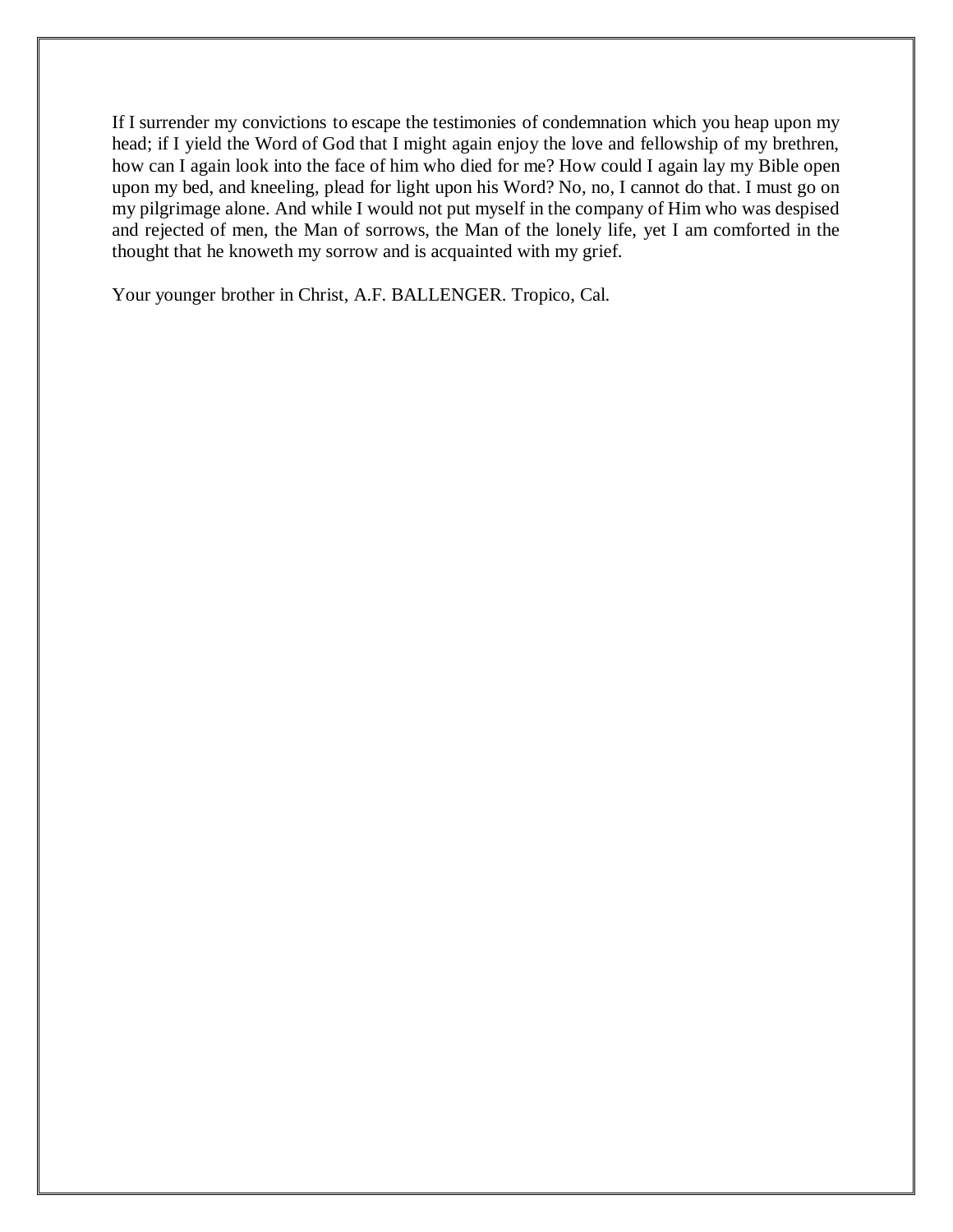If I surrender my convictions to escape the testimonies of condemnation which you heap upon my head; if I yield the Word of God that I might again enjoy the love and fellowship of my brethren, how can I again look into the face of him who died for me? How could I again lay my Bible open upon my bed, and kneeling, plead for light upon his Word? No, no, I cannot do that. I must go on my pilgrimage alone. And while I would not put myself in the company of Him who was despised and rejected of men, the Man of sorrows, the Man of the lonely life, yet I am comforted in the thought that he knoweth my sorrow and is acquainted with my grief.

Your younger brother in Christ, A.F. BALLENGER. Tropico, Cal.